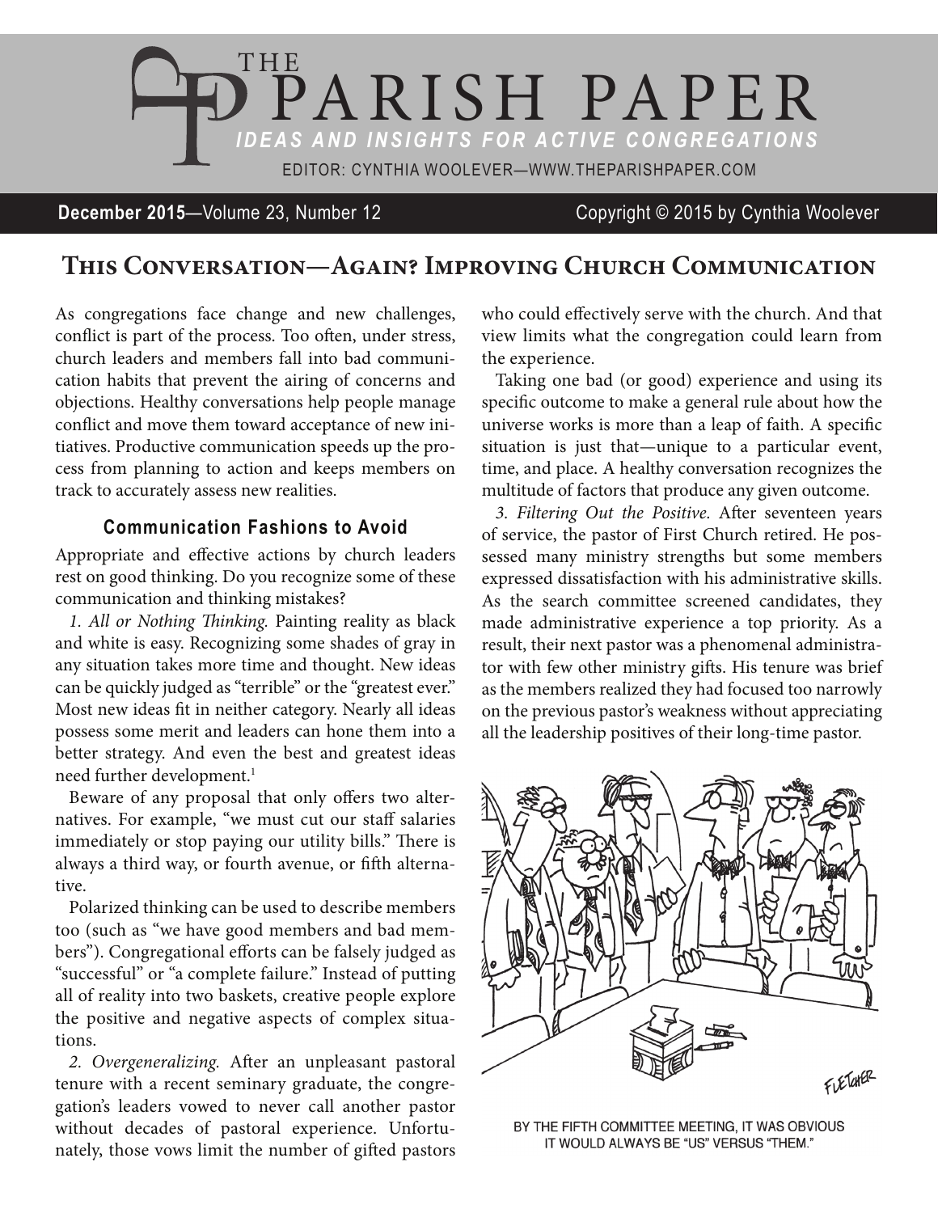# THE PARISH PAPER

*IDEAS AND INSIGHTS FOR ACTIVE CONGREGATIONS*

EDITOR: CYNTHIA WOOLEVER—WWW.THEPARISHPAPER.COM

**December 2015**—Volume 23, Number 12 Copyright © 2015 by Cynthia Woolever

## This Conversation—Again? Improving Church Communication

As congregations face change and new challenges, conflict is part of the process. Too often, under stress, church leaders and members fall into bad communication habits that prevent the airing of concerns and objections. Healthy conversations help people manage conflict and move them toward acceptance of new initiatives. Productive communication speeds up the process from planning to action and keeps members on track to accurately assess new realities.

### Communication Fashions to Avoid

Appropriate and effective actions by church leaders rest on good thinking. Do you recognize some of these communication and thinking mistakes?

*1. All or Nothing Thinking.* Painting reality as black and white is easy. Recognizing some shades of gray in any situation takes more time and thought. New ideas can be quickly judged as "terrible" or the "greatest ever." Most new ideas fit in neither category. Nearly all ideas possess some merit and leaders can hone them into a better strategy. And even the best and greatest ideas need further development.[1]

Beware of any proposal that only offers two alternatives. For example, "we must cut our staff salaries immediately or stop paying our utility bills." There is always a third way, or fourth avenue, or fifth alternative.

Polarized thinking can be used to describe members too (such as "we have good members and bad members"). Congregational efforts can be falsely judged as "successful" or "a complete failure." Instead of putting all of reality into two baskets, creative people explore the positive and negative aspects of complex situations.

*2. Overgeneralizing.* After an unpleasant pastoral tenure with a recent seminary graduate, the congregation's leaders vowed to never call another pastor without decades of pastoral experience. Unfortunately, those vows limit the number of gifted pastors who could effectively serve with the church. And that view limits what the congregation could learn from the experience.

Taking one bad (or good) experience and using its specific outcome to make a general rule about how the universe works is more than a leap of faith. A specific situation is just that—unique to a particular event, time, and place. A healthy conversation recognizes the multitude of factors that produce any given outcome.

*3. Filtering Out the Positive.* After seventeen years of service, the pastor of First Church retired. He possessed many ministry strengths but some members expressed dissatisfaction with his administrative skills. As the search committee screened candidates, they made administrative experience a top priority. As a result, their next pastor was a phenomenal administrator with few other ministry gifts. His tenure was brief as the members realized they had focused too narrowly on the previous pastor's weakness without appreciating all the leadership positives of their long-time pastor.

BY THE FIFTH COMMITTEE MEETING, IT WAS OBVIOUS IT WOULD ALWAYS BE "US" VERSUS "THEM."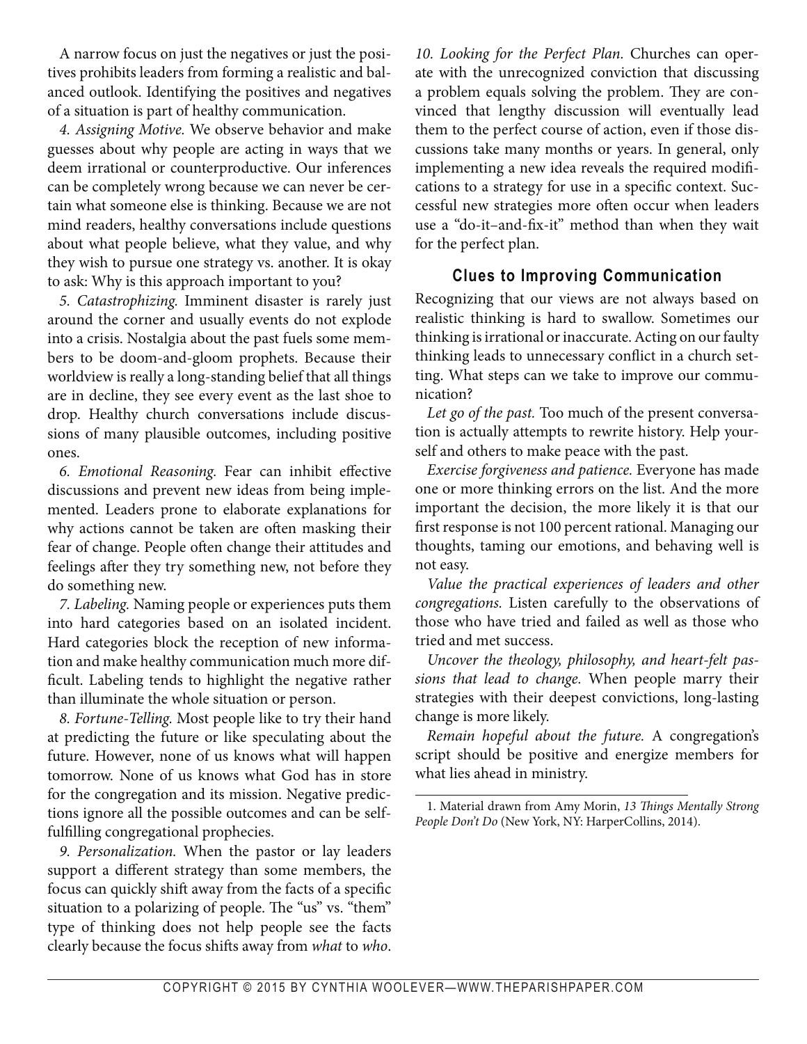A narrow focus on just the negatives or just the positives prohibits leaders from forming a realistic and balanced outlook. Identifying the positives and negatives of a situation is part of healthy communication.

*4. Assigning Motive.* We observe behavior and make guesses about why people are acting in ways that we deem irrational or counterproductive. Our inferences can be completely wrong because we can never be certain what someone else is thinking. Because we are not mind readers, healthy conversations include questions about what people believe, what they value, and why they wish to pursue one strategy vs. another. It is okay to ask: Why is this approach important to you?

*5. Catastrophizing.* Imminent disaster is rarely just around the corner and usually events do not explode into a crisis. Nostalgia about the past fuels some members to be doom-and-gloom prophets. Because their worldview is really a long-standing belief that all things are in decline, they see every event as the last shoe to drop. Healthy church conversations include discussions of many plausible outcomes, including positive ones.

*6. Emotional Reasoning.* Fear can inhibit effective discussions and prevent new ideas from being implemented. Leaders prone to elaborate explanations for why actions cannot be taken are often masking their fear of change. People often change their attitudes and feelings after they try something new, not before they do something new.

*7. Labeling.* Naming people or experiences puts them into hard categories based on an isolated incident. Hard categories block the reception of new information and make healthy communication much more difficult. Labeling tends to highlight the negative rather than illuminate the whole situation or person.

*8. Fortune-Telling.* Most people like to try their hand at predicting the future or like speculating about the future. However, none of us knows what will happen tomorrow. None of us knows what God has in store for the congregation and its mission. Negative predictions ignore all the possible outcomes and can be self-fulfilling congregational prophecies.

*9. Personalization.* When the pastor or lay leaders support a different strategy than some members, the focus can quickly shift away from the facts of a specific situation to a polarizing of people. The "us" vs. "them" type of thinking does not help people see the facts clearly because the focus shifts away from *what* to *who*.

*10. Looking for the Perfect Plan.* Churches can operate with the unrecognized conviction that discussing a problem equals solving the problem. They are convinced that lengthy discussion will eventually lead them to the perfect course of action, even if those discussions take many months or years. In general, only implementing a new idea reveals the required modifications to a strategy for use in a specific context. Successful new strategies more often occur when leaders use a "do-it–and-fix-it" method than when they wait for the perfect plan.

## Clues to Improving Communication

Recognizing that our views are not always based on realistic thinking is hard to swallow. Sometimes our thinking is irrational or inaccurate. Acting on our faulty thinking leads to unnecessary conflict in a church setting. What steps can we take to improve our communication?

*Let go of the past.* Too much of the present conversation is actually attempts to rewrite history. Help yourself and others to make peace with the past.

*Exercise forgiveness and patience.* Everyone has made one or more thinking errors on the list. And the more important the decision, the more likely it is that our first response is not 100 percent rational. Managing our thoughts, taming our emotions, and behaving well is not easy.

*Value the practical experiences of leaders and other congregations.* Listen carefully to the observations of those who have tried and failed as well as those who tried and met success.

*Uncover the theology, philosophy, and heart-felt passions that lead to change.* When people marry their strategies with their deepest convictions, long-lasting change is more likely.

*Remain hopeful about the future.* A congregation's script should be positive and energize members for what lies ahead in ministry.

---

1. Material drawn from Amy Morin, *13 Things Mentally Strong People Don't Do* (New York, NY: HarperCollins, 2014).

COPYRIGHT © 2015 BY CYNTHIA WOOLEVER—WWW.THEPARISHPAPER.COM